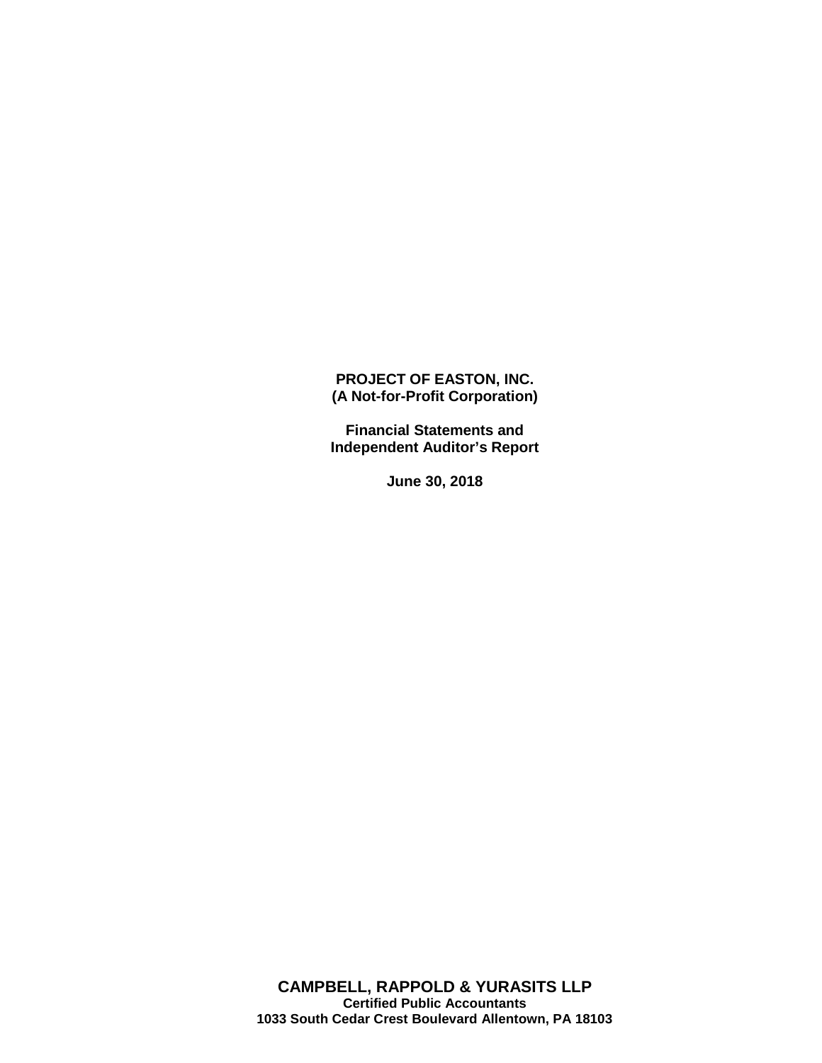**PROJECT OF EASTON, INC.**
**(A Not-for-Profit Corporation)**

**Financial Statements and**
**Independent Auditor's Report**

**June 30, 2018**

**CAMPBELL, RAPPOLD & YURASITS LLP**
**Certified Public Accountants**
**1033 South Cedar Crest Boulevard Allentown, PA 18103**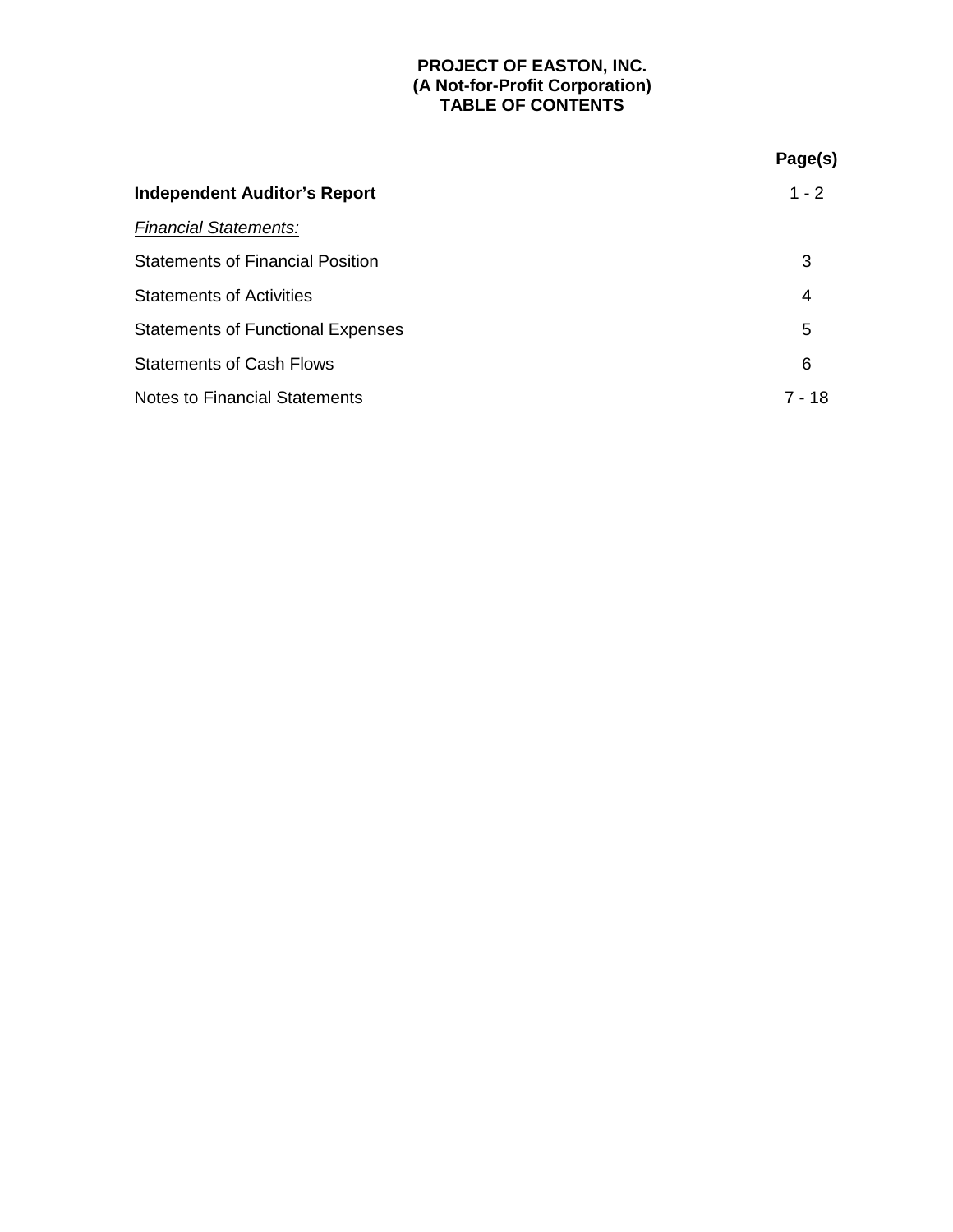**PROJECT OF EASTON, INC.**
**(A Not-for-Profit Corporation)**
**TABLE OF CONTENTS**

| | Page(s) |
|---|---|
| **Independent Auditor's Report** | 1 - 2 |
| *Financial Statements:* | |
| Statements of Financial Position | 3 |
| Statements of Activities | 4 |
| Statements of Functional Expenses | 5 |
| Statements of Cash Flows | 6 |
| Notes to Financial Statements | 7 - 18 |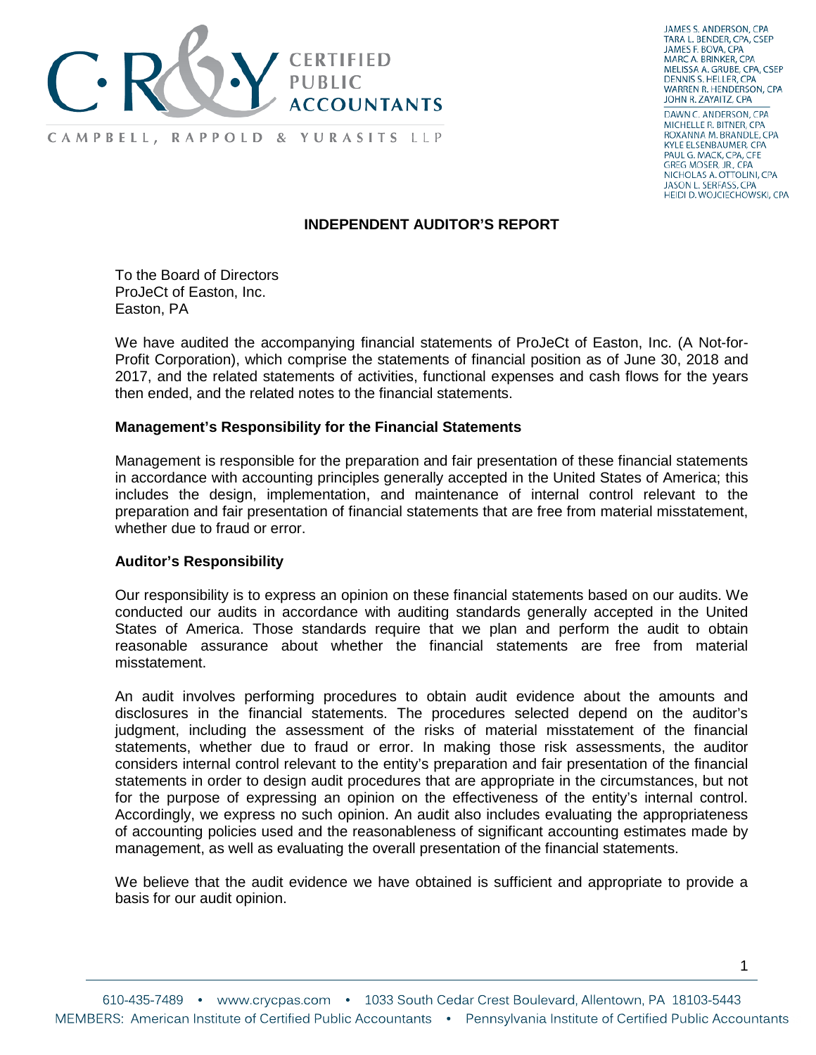C·R&Y CERTIFIED PUBLIC ACCOUNTANTS

CAMPBELL, RAPPOLD & YURASITS LLP

JAMES S. ANDERSON, CPA
TARA L. BENDER, CPA, CSEP
JAMES F. BOVA, CPA
MARC A. BRINKER, CPA
MELISSA A. GRUBE, CPA, CSEP
DENNIS S. HELLER, CPA
WARREN R. HENDERSON, CPA
JOHN R. ZAYAITZ, CPA

DAWN C. ANDERSON, CPA
MICHELLE R. BITNER, CPA
ROXANNA M. BRANDLE, CPA
KYLE ELSENBAUMER, CPA
PAUL G. MACK, CPA, CFE
GREG MOSER, JR., CPA
NICHOLAS A. OTTOLINI, CPA
JASON L. SERFASS, CPA
HEIDI D. WOJCIECHOWSKI, CPA

# INDEPENDENT AUDITOR'S REPORT

To the Board of Directors
ProJeCt of Easton, Inc.
Easton, PA

We have audited the accompanying financial statements of ProJeCt of Easton, Inc. (A Not-for-Profit Corporation), which comprise the statements of financial position as of June 30, 2018 and 2017, and the related statements of activities, functional expenses and cash flows for the years then ended, and the related notes to the financial statements.

## Management's Responsibility for the Financial Statements

Management is responsible for the preparation and fair presentation of these financial statements in accordance with accounting principles generally accepted in the United States of America; this includes the design, implementation, and maintenance of internal control relevant to the preparation and fair presentation of financial statements that are free from material misstatement, whether due to fraud or error.

## Auditor's Responsibility

Our responsibility is to express an opinion on these financial statements based on our audits. We conducted our audits in accordance with auditing standards generally accepted in the United States of America. Those standards require that we plan and perform the audit to obtain reasonable assurance about whether the financial statements are free from material misstatement.

An audit involves performing procedures to obtain audit evidence about the amounts and disclosures in the financial statements. The procedures selected depend on the auditor's judgment, including the assessment of the risks of material misstatement of the financial statements, whether due to fraud or error. In making those risk assessments, the auditor considers internal control relevant to the entity's preparation and fair presentation of the financial statements in order to design audit procedures that are appropriate in the circumstances, but not for the purpose of expressing an opinion on the effectiveness of the entity's internal control. Accordingly, we express no such opinion. An audit also includes evaluating the appropriateness of accounting policies used and the reasonableness of significant accounting estimates made by management, as well as evaluating the overall presentation of the financial statements.

We believe that the audit evidence we have obtained is sufficient and appropriate to provide a basis for our audit opinion.

610-435-7489 • www.crycpas.com • 1033 South Cedar Crest Boulevard, Allentown, PA 18103-5443
MEMBERS: American Institute of Certified Public Accountants • Pennsylvania Institute of Certified Public Accountants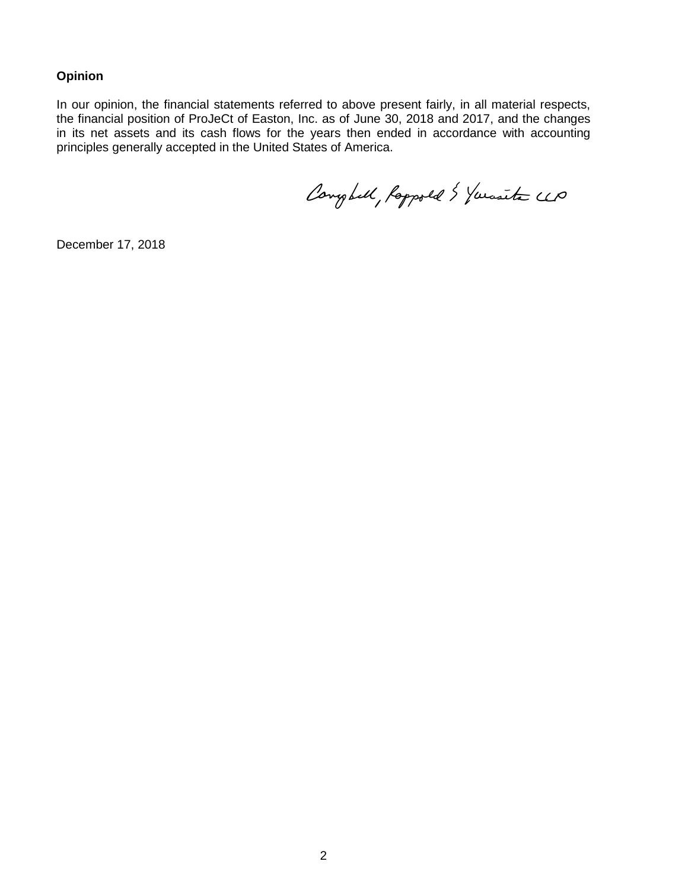**Opinion**

In our opinion, the financial statements referred to above present fairly, in all material respects, the financial position of ProJeCt of Easton, Inc. as of June 30, 2018 and 2017, and the changes in its net assets and its cash flows for the years then ended in accordance with accounting principles generally accepted in the United States of America.

Campbell, Rappold & Yurasits LLP

December 17, 2018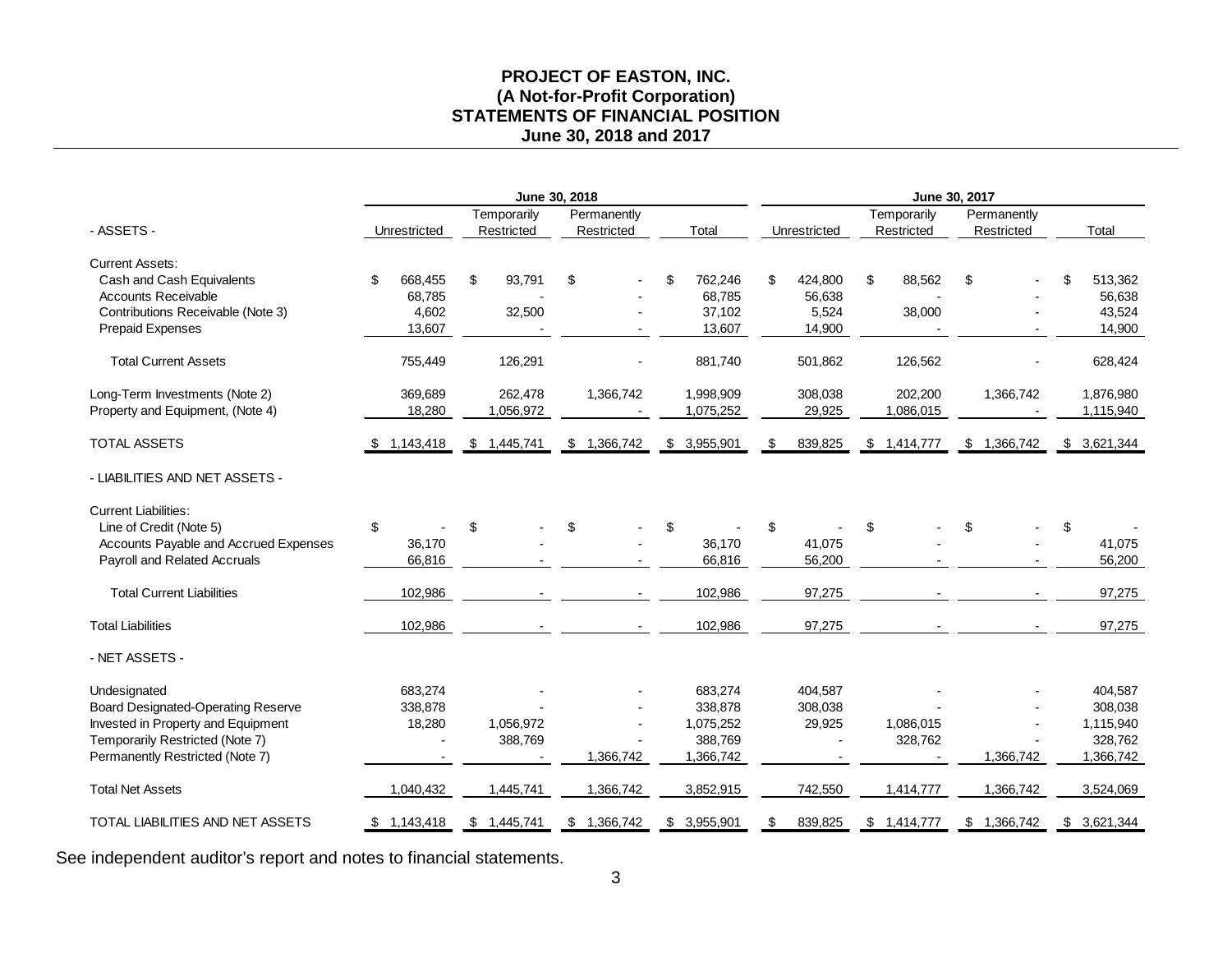# PROJECT OF EASTON, INC.
## (A Not-for-Profit Corporation)
## STATEMENTS OF FINANCIAL POSITION
## June 30, 2018 and 2017

| | June 30, 2018 | | | | June 30, 2017 | | | |
|---|---|---|---|---|---|---|---|---|
| - ASSETS - | Unrestricted | Temporarily Restricted | Permanently Restricted | Total | Unrestricted | Temporarily Restricted | Permanently Restricted | Total |
| Current Assets: | | | | | | | | |
| Cash and Cash Equivalents | $ 668,455 | $ 93,791 | $ - | $ 762,246 | $ 424,800 | $ 88,562 | $ - | $ 513,362 |
| Accounts Receivable | 68,785 | - | - | 68,785 | 56,638 | - | - | 56,638 |
| Contributions Receivable (Note 3) | 4,602 | 32,500 | - | 37,102 | 5,524 | 38,000 | - | 43,524 |
| Prepaid Expenses | 13,607 | - | - | 13,607 | 14,900 | - | - | 14,900 |
| Total Current Assets | 755,449 | 126,291 | - | 881,740 | 501,862 | 126,562 | - | 628,424 |
| Long-Term Investments (Note 2) | 369,689 | 262,478 | 1,366,742 | 1,998,909 | 308,038 | 202,200 | 1,366,742 | 1,876,980 |
| Property and Equipment, (Note 4) | 18,280 | 1,056,972 | - | 1,075,252 | 29,925 | 1,086,015 | - | 1,115,940 |
| TOTAL ASSETS | $ 1,143,418 | $ 1,445,741 | $ 1,366,742 | $ 3,955,901 | $ 839,825 | $ 1,414,777 | $ 1,366,742 | $ 3,621,344 |
| - LIABILITIES AND NET ASSETS - | | | | | | | | |
| Current Liabilities: | | | | | | | | |
| Line of Credit (Note 5) | $ - | $ - | $ - | $ - | $ - | $ - | $ - | $ - |
| Accounts Payable and Accrued Expenses | 36,170 | - | - | 36,170 | 41,075 | - | - | 41,075 |
| Payroll and Related Accruals | 66,816 | - | - | 66,816 | 56,200 | - | - | 56,200 |
| Total Current Liabilities | 102,986 | - | - | 102,986 | 97,275 | - | - | 97,275 |
| Total Liabilities | 102,986 | - | - | 102,986 | 97,275 | - | - | 97,275 |
| - NET ASSETS - | | | | | | | | |
| Undesignated | 683,274 | - | - | 683,274 | 404,587 | - | - | 404,587 |
| Board Designated-Operating Reserve | 338,878 | - | - | 338,878 | 308,038 | - | - | 308,038 |
| Invested in Property and Equipment | 18,280 | 1,056,972 | - | 1,075,252 | 29,925 | 1,086,015 | - | 1,115,940 |
| Temporarily Restricted (Note 7) | - | 388,769 | - | 388,769 | - | 328,762 | - | 328,762 |
| Permanently Restricted (Note 7) | - | - | 1,366,742 | 1,366,742 | - | - | 1,366,742 | 1,366,742 |
| Total Net Assets | 1,040,432 | 1,445,741 | 1,366,742 | 3,852,915 | 742,550 | 1,414,777 | 1,366,742 | 3,524,069 |
| TOTAL LIABILITIES AND NET ASSETS | $ 1,143,418 | $ 1,445,741 | $ 1,366,742 | $ 3,955,901 | $ 839,825 | $ 1,414,777 | $ 1,366,742 | $ 3,621,344 |

See independent auditor's report and notes to financial statements.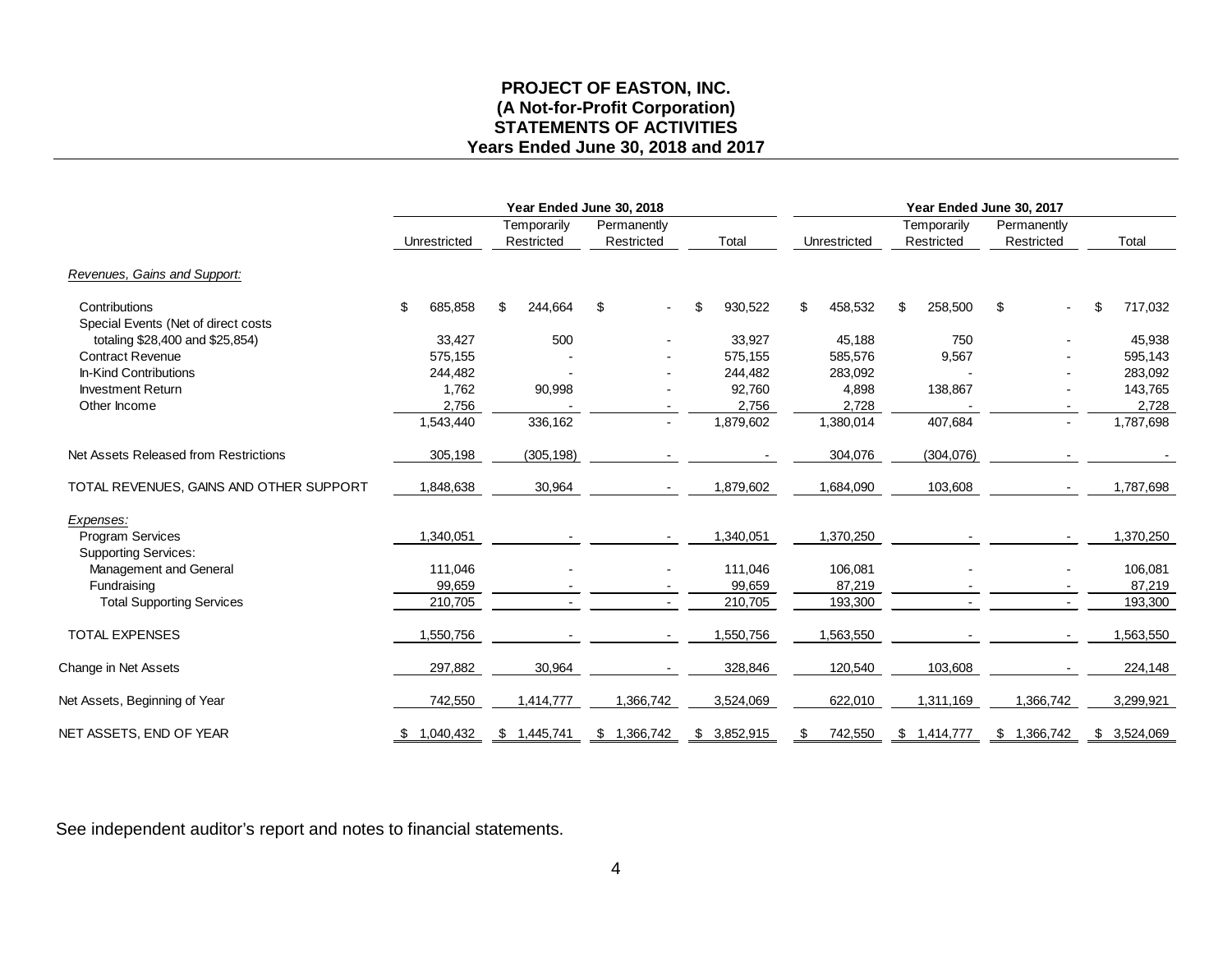# PROJECT OF EASTON, INC.
## (A Not-for-Profit Corporation)
## STATEMENTS OF ACTIVITIES
## Years Ended June 30, 2018 and 2017

| | Year Ended June 30, 2018 | | | | Year Ended June 30, 2017 | | | |
|---|---|---|---|---|---|---|---|---|
| | Unrestricted | Temporarily Restricted | Permanently Restricted | Total | Unrestricted | Temporarily Restricted | Permanently Restricted | Total |
| *Revenues, Gains and Support:* | | | | | | | | |
| Contributions | $ 685,858 | $ 244,664 | $ - | $ 930,522 | $ 458,532 | $ 258,500 | $ - | $ 717,032 |
| Special Events (Net of direct costs totaling $28,400 and $25,854) | 33,427 | 500 | - | 33,927 | 45,188 | 750 | - | 45,938 |
| Contract Revenue | 575,155 | - | - | 575,155 | 585,576 | 9,567 | - | 595,143 |
| In-Kind Contributions | 244,482 | - | - | 244,482 | 283,092 | - | - | 283,092 |
| Investment Return | 1,762 | 90,998 | - | 92,760 | 4,898 | 138,867 | - | 143,765 |
| Other Income | 2,756 | - | - | 2,756 | 2,728 | - | - | 2,728 |
| | 1,543,440 | 336,162 | - | 1,879,602 | 1,380,014 | 407,684 | - | 1,787,698 |
| Net Assets Released from Restrictions | 305,198 | (305,198) | - | - | 304,076 | (304,076) | - | - |
| TOTAL REVENUES, GAINS AND OTHER SUPPORT | 1,848,638 | 30,964 | - | 1,879,602 | 1,684,090 | 103,608 | - | 1,787,698 |
| *Expenses:* | | | | | | | | |
| Program Services | 1,340,051 | - | - | 1,340,051 | 1,370,250 | - | - | 1,370,250 |
| Supporting Services: | | | | | | | | |
| Management and General | 111,046 | - | - | 111,046 | 106,081 | - | - | 106,081 |
| Fundraising | 99,659 | - | - | 99,659 | 87,219 | - | - | 87,219 |
| Total Supporting Services | 210,705 | - | - | 210,705 | 193,300 | - | - | 193,300 |
| TOTAL EXPENSES | 1,550,756 | - | - | 1,550,756 | 1,563,550 | - | - | 1,563,550 |
| Change in Net Assets | 297,882 | 30,964 | - | 328,846 | 120,540 | 103,608 | - | 224,148 |
| Net Assets, Beginning of Year | 742,550 | 1,414,777 | 1,366,742 | 3,524,069 | 622,010 | 1,311,169 | 1,366,742 | 3,299,921 |
| NET ASSETS, END OF YEAR | $ 1,040,432 | $ 1,445,741 | $ 1,366,742 | $ 3,852,915 | $ 742,550 | $ 1,414,777 | $ 1,366,742 | $ 3,524,069 |

See independent auditor's report and notes to financial statements.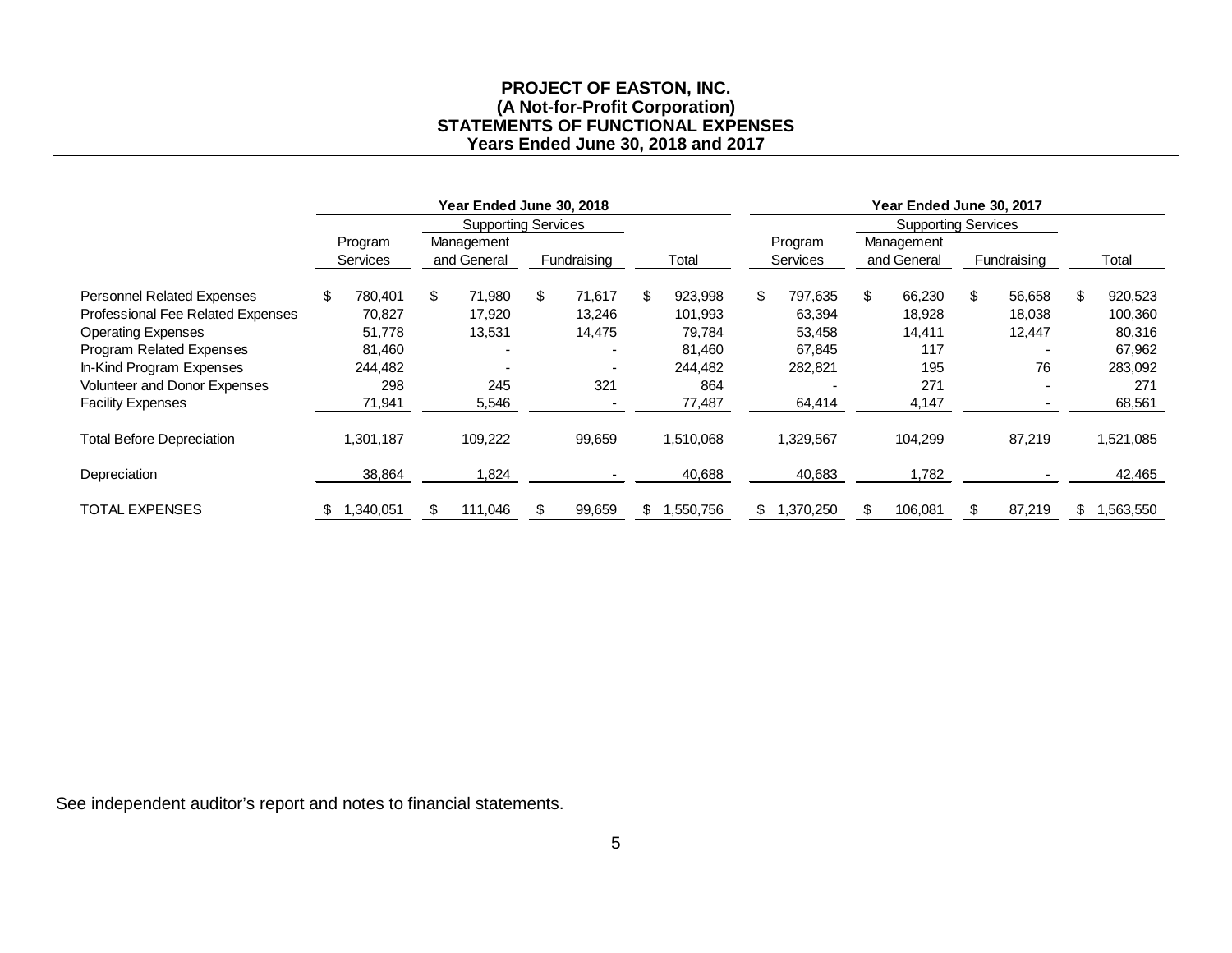**PROJECT OF EASTON, INC.**
**(A Not-for-Profit Corporation)**
**STATEMENTS OF FUNCTIONAL EXPENSES**
**Years Ended June 30, 2018 and 2017**

| | Year Ended June 30, 2018 | | | | Year Ended June 30, 2017 | | | |
|---|---|---|---|---|---|---|---|---|
| | | Supporting Services | | | | Supporting Services | | |
| | Program Services | Management and General | Fundraising | Total | Program Services | Management and General | Fundraising | Total |
| Personnel Related Expenses | $ 780,401 | $ 71,980 | $ 71,617 | $ 923,998 | $ 797,635 | $ 66,230 | $ 56,658 | $ 920,523 |
| Professional Fee Related Expenses | 70,827 | 17,920 | 13,246 | 101,993 | 63,394 | 18,928 | 18,038 | 100,360 |
| Operating Expenses | 51,778 | 13,531 | 14,475 | 79,784 | 53,458 | 14,411 | 12,447 | 80,316 |
| Program Related Expenses | 81,460 | - | - | 81,460 | 67,845 | 117 | - | 67,962 |
| In-Kind Program Expenses | 244,482 | - | - | 244,482 | 282,821 | 195 | 76 | 283,092 |
| Volunteer and Donor Expenses | 298 | 245 | 321 | 864 | - | 271 | - | 271 |
| Facility Expenses | 71,941 | 5,546 | - | 77,487 | 64,414 | 4,147 | - | 68,561 |
| Total Before Depreciation | 1,301,187 | 109,222 | 99,659 | 1,510,068 | 1,329,567 | 104,299 | 87,219 | 1,521,085 |
| Depreciation | 38,864 | 1,824 | - | 40,688 | 40,683 | 1,782 | - | 42,465 |
| TOTAL EXPENSES | $ 1,340,051 | $ 111,046 | $ 99,659 | $ 1,550,756 | $ 1,370,250 | $ 106,081 | $ 87,219 | $ 1,563,550 |

See independent auditor's report and notes to financial statements.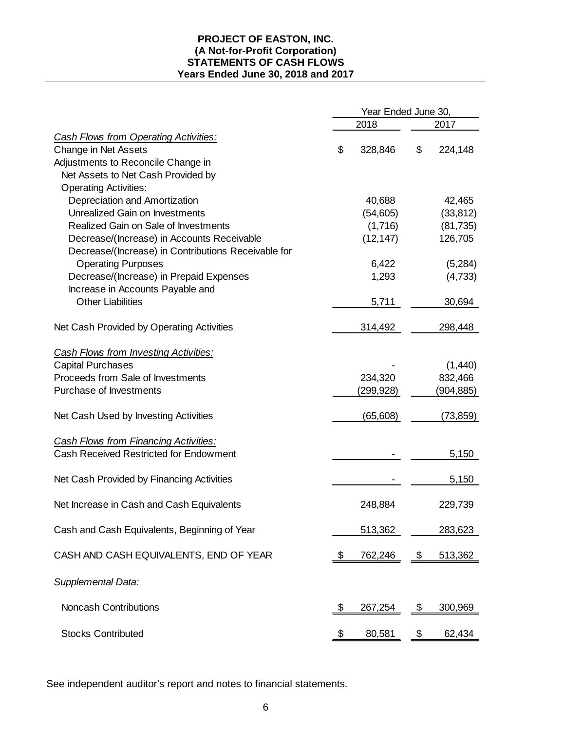**PROJECT OF EASTON, INC.**
**(A Not-for-Profit Corporation)**
**STATEMENTS OF CASH FLOWS**
**Years Ended June 30, 2018 and 2017**

| | Year Ended June 30, | |
|---|---|---|
| | 2018 | 2017 |
| *Cash Flows from Operating Activities:* | | |
| Change in Net Assets | $ 328,846 | $ 224,148 |
| Adjustments to Reconcile Change in Net Assets to Net Cash Provided by Operating Activities: | | |
| Depreciation and Amortization | 40,688 | 42,465 |
| Unrealized Gain on Investments | (54,605) | (33,812) |
| Realized Gain on Sale of Investments | (1,716) | (81,735) |
| Decrease/(Increase) in Accounts Receivable | (12,147) | 126,705 |
| Decrease/(Increase) in Contributions Receivable for Operating Purposes | 6,422 | (5,284) |
| Decrease/(Increase) in Prepaid Expenses | 1,293 | (4,733) |
| Increase in Accounts Payable and Other Liabilities | 5,711 | 30,694 |
| Net Cash Provided by Operating Activities | 314,492 | 298,448 |
| *Cash Flows from Investing Activities:* | | |
| Capital Purchases | - | (1,440) |
| Proceeds from Sale of Investments | 234,320 | 832,466 |
| Purchase of Investments | (299,928) | (904,885) |
| Net Cash Used by Investing Activities | (65,608) | (73,859) |
| *Cash Flows from Financing Activities:* | | |
| Cash Received Restricted for Endowment | - | 5,150 |
| Net Cash Provided by Financing Activities | - | 5,150 |
| Net Increase in Cash and Cash Equivalents | 248,884 | 229,739 |
| Cash and Cash Equivalents, Beginning of Year | 513,362 | 283,623 |
| CASH AND CASH EQUIVALENTS, END OF YEAR | $ 762,246 | $ 513,362 |
| *Supplemental Data:* | | |
| Noncash Contributions | $ 267,254 | $ 300,969 |
| Stocks Contributed | $ 80,581 | $ 62,434 |

See independent auditor's report and notes to financial statements.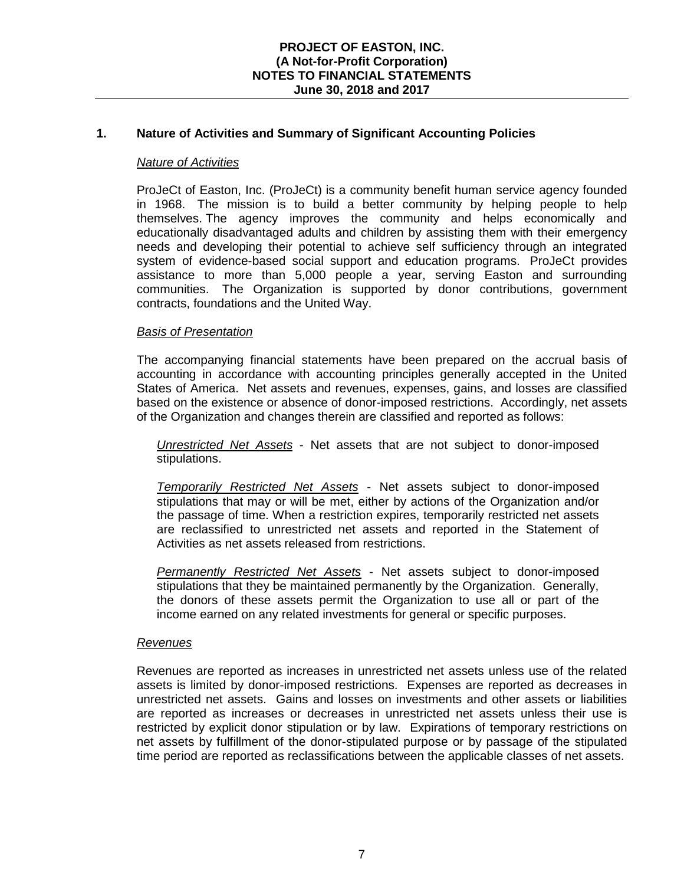**PROJECT OF EASTON, INC.**
**(A Not-for-Profit Corporation)**
**NOTES TO FINANCIAL STATEMENTS**
**June 30, 2018 and 2017**

## 1. Nature of Activities and Summary of Significant Accounting Policies

*Nature of Activities*

ProJeCt of Easton, Inc. (ProJeCt) is a community benefit human service agency founded in 1968. The mission is to build a better community by helping people to help themselves. The agency improves the community and helps economically and educationally disadvantaged adults and children by assisting them with their emergency needs and developing their potential to achieve self sufficiency through an integrated system of evidence-based social support and education programs. ProJeCt provides assistance to more than 5,000 people a year, serving Easton and surrounding communities. The Organization is supported by donor contributions, government contracts, foundations and the United Way.

*Basis of Presentation*

The accompanying financial statements have been prepared on the accrual basis of accounting in accordance with accounting principles generally accepted in the United States of America. Net assets and revenues, expenses, gains, and losses are classified based on the existence or absence of donor-imposed restrictions. Accordingly, net assets of the Organization and changes therein are classified and reported as follows:

*Unrestricted Net Assets* - Net assets that are not subject to donor-imposed stipulations.

*Temporarily Restricted Net Assets* - Net assets subject to donor-imposed stipulations that may or will be met, either by actions of the Organization and/or the passage of time. When a restriction expires, temporarily restricted net assets are reclassified to unrestricted net assets and reported in the Statement of Activities as net assets released from restrictions.

*Permanently Restricted Net Assets* - Net assets subject to donor-imposed stipulations that they be maintained permanently by the Organization. Generally, the donors of these assets permit the Organization to use all or part of the income earned on any related investments for general or specific purposes.

*Revenues*

Revenues are reported as increases in unrestricted net assets unless use of the related assets is limited by donor-imposed restrictions. Expenses are reported as decreases in unrestricted net assets. Gains and losses on investments and other assets or liabilities are reported as increases or decreases in unrestricted net assets unless their use is restricted by explicit donor stipulation or by law. Expirations of temporary restrictions on net assets by fulfillment of the donor-stipulated purpose or by passage of the stipulated time period are reported as reclassifications between the applicable classes of net assets.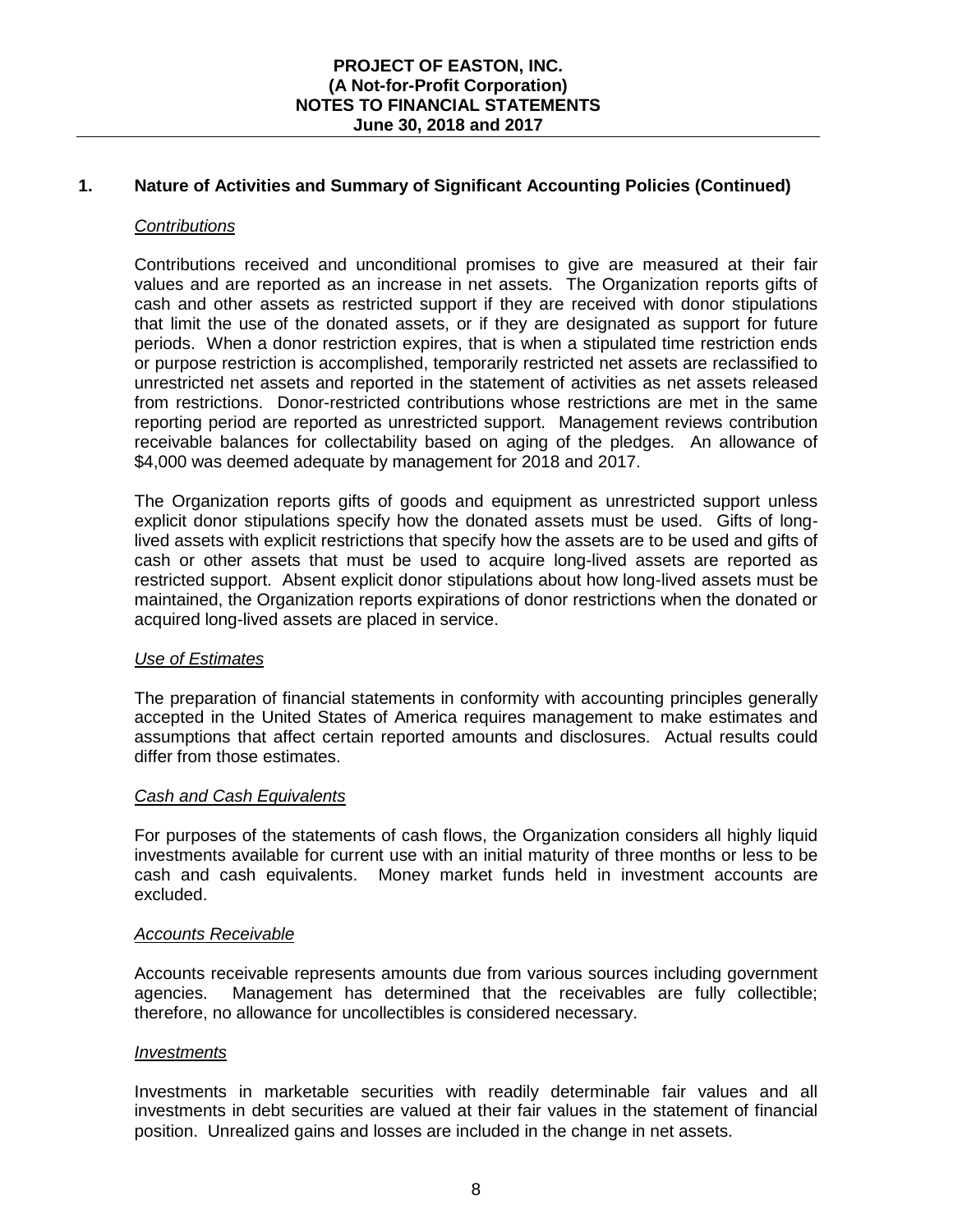## 1. Nature of Activities and Summary of Significant Accounting Policies (Continued)

### *Contributions*

Contributions received and unconditional promises to give are measured at their fair values and are reported as an increase in net assets. The Organization reports gifts of cash and other assets as restricted support if they are received with donor stipulations that limit the use of the donated assets, or if they are designated as support for future periods. When a donor restriction expires, that is when a stipulated time restriction ends or purpose restriction is accomplished, temporarily restricted net assets are reclassified to unrestricted net assets and reported in the statement of activities as net assets released from restrictions. Donor-restricted contributions whose restrictions are met in the same reporting period are reported as unrestricted support. Management reviews contribution receivable balances for collectability based on aging of the pledges. An allowance of $4,000 was deemed adequate by management for 2018 and 2017.

The Organization reports gifts of goods and equipment as unrestricted support unless explicit donor stipulations specify how the donated assets must be used. Gifts of long-lived assets with explicit restrictions that specify how the assets are to be used and gifts of cash or other assets that must be used to acquire long-lived assets are reported as restricted support. Absent explicit donor stipulations about how long-lived assets must be maintained, the Organization reports expirations of donor restrictions when the donated or acquired long-lived assets are placed in service.

### *Use of Estimates*

The preparation of financial statements in conformity with accounting principles generally accepted in the United States of America requires management to make estimates and assumptions that affect certain reported amounts and disclosures. Actual results could differ from those estimates.

### *Cash and Cash Equivalents*

For purposes of the statements of cash flows, the Organization considers all highly liquid investments available for current use with an initial maturity of three months or less to be cash and cash equivalents. Money market funds held in investment accounts are excluded.

### *Accounts Receivable*

Accounts receivable represents amounts due from various sources including government agencies. Management has determined that the receivables are fully collectible; therefore, no allowance for uncollectibles is considered necessary.

### *Investments*

Investments in marketable securities with readily determinable fair values and all investments in debt securities are valued at their fair values in the statement of financial position. Unrealized gains and losses are included in the change in net assets.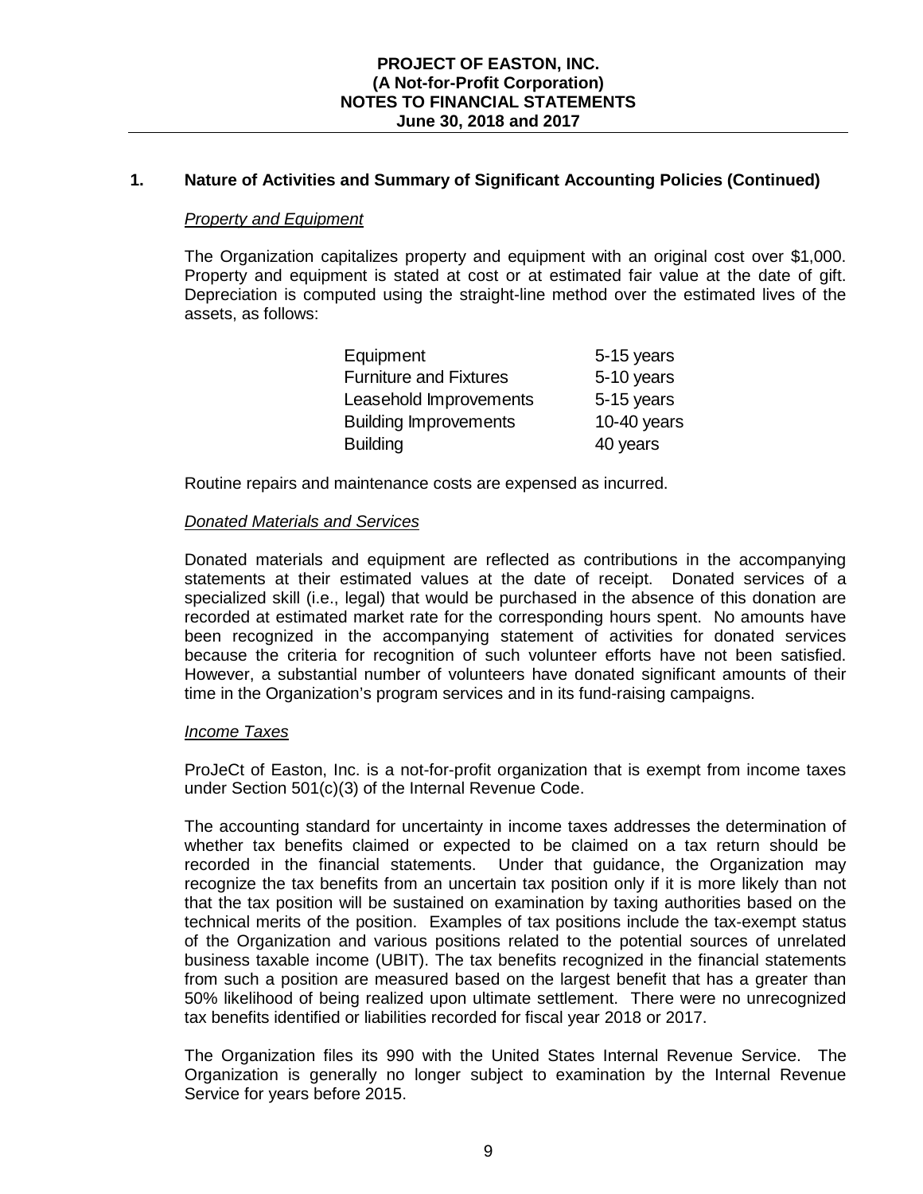## 1. Nature of Activities and Summary of Significant Accounting Policies (Continued)

### *Property and Equipment*

The Organization capitalizes property and equipment with an original cost over $1,000. Property and equipment is stated at cost or at estimated fair value at the date of gift. Depreciation is computed using the straight-line method over the estimated lives of the assets, as follows:

| | |
|---|---|
| Equipment | 5-15 years |
| Furniture and Fixtures | 5-10 years |
| Leasehold Improvements | 5-15 years |
| Building Improvements | 10-40 years |
| Building | 40 years |

Routine repairs and maintenance costs are expensed as incurred.

### *Donated Materials and Services*

Donated materials and equipment are reflected as contributions in the accompanying statements at their estimated values at the date of receipt. Donated services of a specialized skill (i.e., legal) that would be purchased in the absence of this donation are recorded at estimated market rate for the corresponding hours spent. No amounts have been recognized in the accompanying statement of activities for donated services because the criteria for recognition of such volunteer efforts have not been satisfied. However, a substantial number of volunteers have donated significant amounts of their time in the Organization's program services and in its fund-raising campaigns.

### *Income Taxes*

ProJeCt of Easton, Inc. is a not-for-profit organization that is exempt from income taxes under Section 501(c)(3) of the Internal Revenue Code.

The accounting standard for uncertainty in income taxes addresses the determination of whether tax benefits claimed or expected to be claimed on a tax return should be recorded in the financial statements. Under that guidance, the Organization may recognize the tax benefits from an uncertain tax position only if it is more likely than not that the tax position will be sustained on examination by taxing authorities based on the technical merits of the position. Examples of tax positions include the tax-exempt status of the Organization and various positions related to the potential sources of unrelated business taxable income (UBIT). The tax benefits recognized in the financial statements from such a position are measured based on the largest benefit that has a greater than 50% likelihood of being realized upon ultimate settlement. There were no unrecognized tax benefits identified or liabilities recorded for fiscal year 2018 or 2017.

The Organization files its 990 with the United States Internal Revenue Service. The Organization is generally no longer subject to examination by the Internal Revenue Service for years before 2015.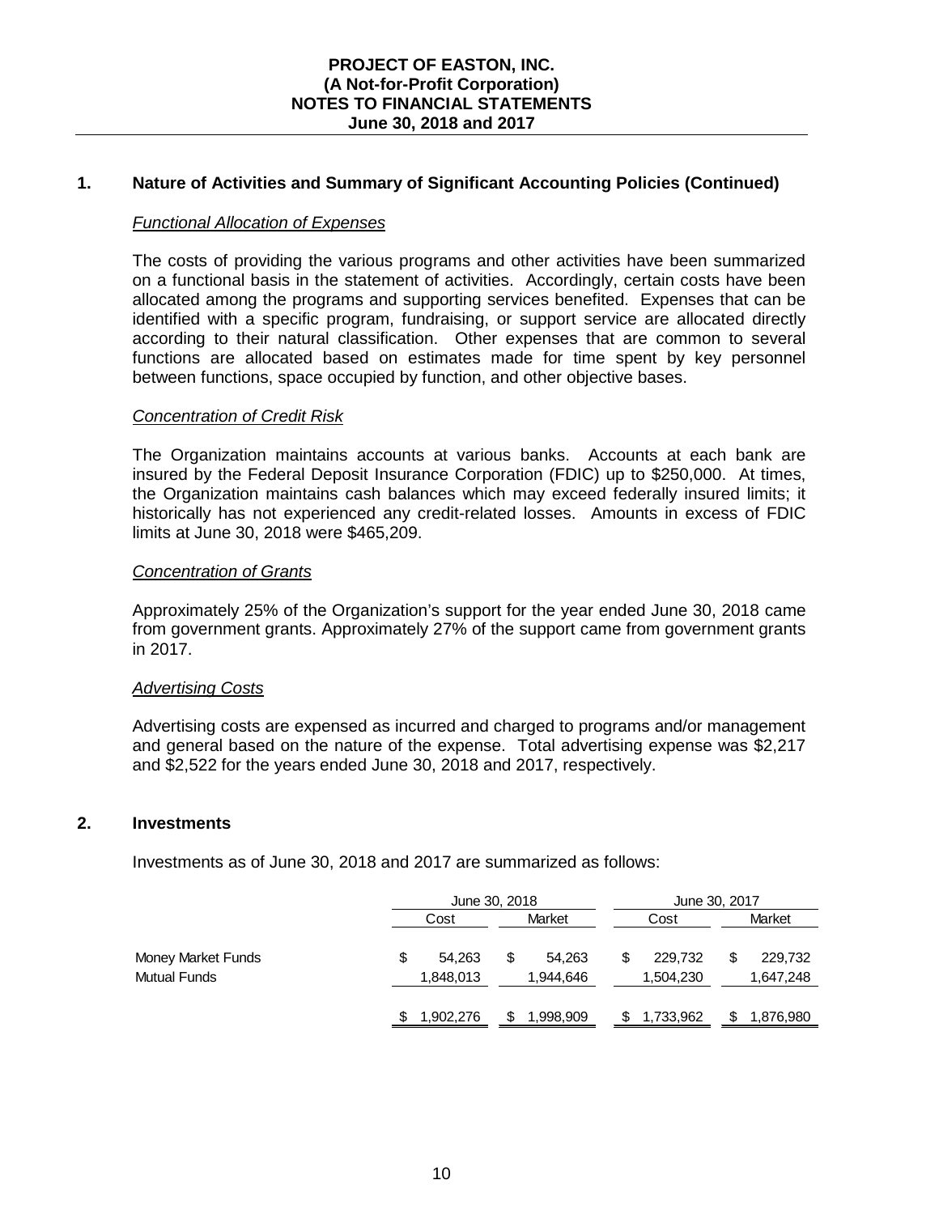## 1. Nature of Activities and Summary of Significant Accounting Policies (Continued)

### *Functional Allocation of Expenses*

The costs of providing the various programs and other activities have been summarized on a functional basis in the statement of activities. Accordingly, certain costs have been allocated among the programs and supporting services benefited. Expenses that can be identified with a specific program, fundraising, or support service are allocated directly according to their natural classification. Other expenses that are common to several functions are allocated based on estimates made for time spent by key personnel between functions, space occupied by function, and other objective bases.

### *Concentration of Credit Risk*

The Organization maintains accounts at various banks. Accounts at each bank are insured by the Federal Deposit Insurance Corporation (FDIC) up to $250,000. At times, the Organization maintains cash balances which may exceed federally insured limits; it historically has not experienced any credit-related losses. Amounts in excess of FDIC limits at June 30, 2018 were $465,209.

### *Concentration of Grants*

Approximately 25% of the Organization's support for the year ended June 30, 2018 came from government grants. Approximately 27% of the support came from government grants in 2017.

### *Advertising Costs*

Advertising costs are expensed as incurred and charged to programs and/or management and general based on the nature of the expense. Total advertising expense was $2,217 and $2,522 for the years ended June 30, 2018 and 2017, respectively.

## 2. Investments

Investments as of June 30, 2018 and 2017 are summarized as follows:

| | June 30, 2018 | | June 30, 2017 | |
|---|---|---|---|---|
| | Cost | Market | Cost | Market |
| Money Market Funds | $ 54,263 | $ 54,263 | $ 229,732 | $ 229,732 |
| Mutual Funds | 1,848,013 | 1,944,646 | 1,504,230 | 1,647,248 |
| | $ 1,902,276 | $ 1,998,909 | $ 1,733,962 | $ 1,876,980 |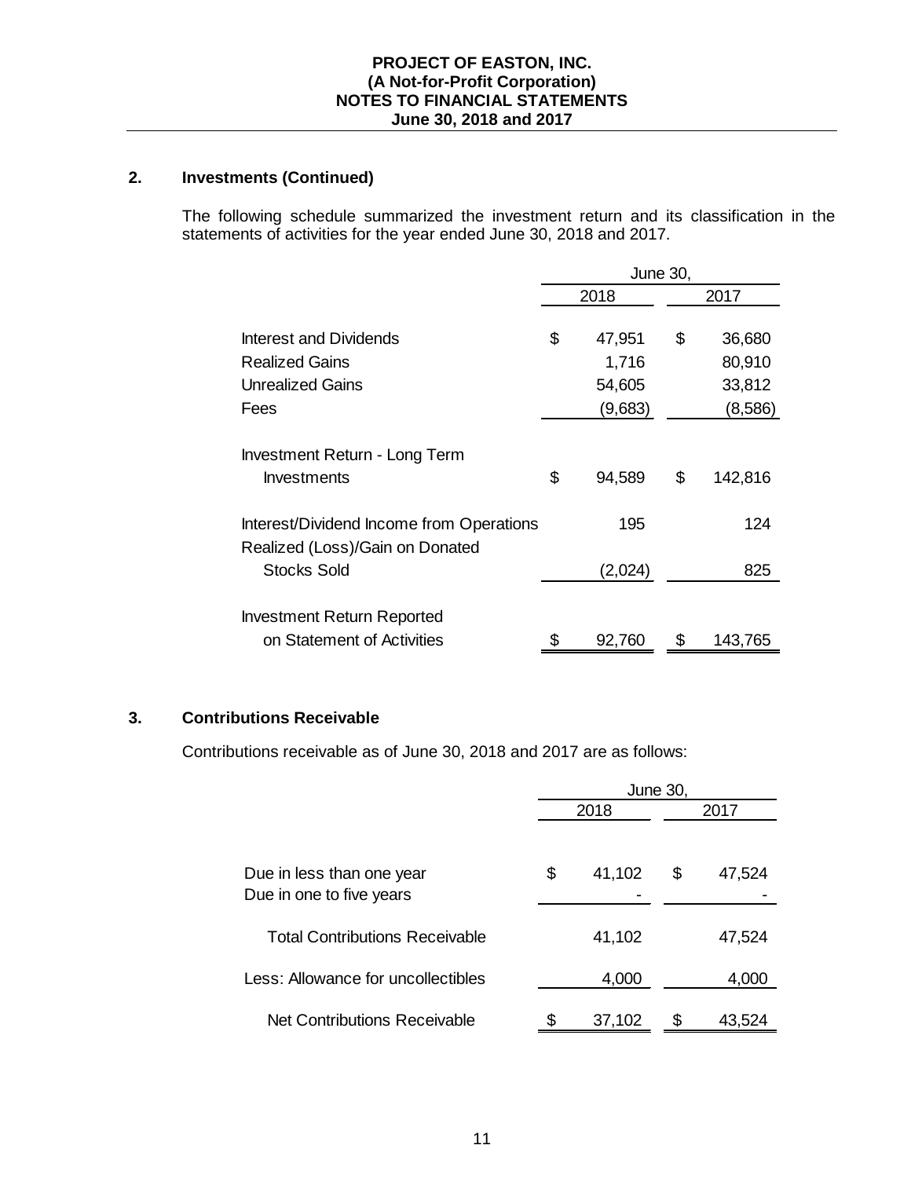**PROJECT OF EASTON, INC.**
**(A Not-for-Profit Corporation)**
**NOTES TO FINANCIAL STATEMENTS**
**June 30, 2018 and 2017**

## 2. Investments (Continued)

The following schedule summarized the investment return and its classification in the statements of activities for the year ended June 30, 2018 and 2017.

| | June 30, | |
|---|---|---|
| | 2018 | 2017 |
| Interest and Dividends | $ 47,951 | $ 36,680 |
| Realized Gains | 1,716 | 80,910 |
| Unrealized Gains | 54,605 | 33,812 |
| Fees | (9,683) | (8,586) |
| Investment Return - Long Term Investments | $ 94,589 | $ 142,816 |
| Interest/Dividend Income from Operations | 195 | 124 |
| Realized (Loss)/Gain on Donated Stocks Sold | (2,024) | 825 |
| Investment Return Reported on Statement of Activities | $ 92,760 | $ 143,765 |

## 3. Contributions Receivable

Contributions receivable as of June 30, 2018 and 2017 are as follows:

| | June 30, | |
|---|---|---|
| | 2018 | 2017 |
| Due in less than one year | $ 41,102 | $ 47,524 |
| Due in one to five years | - | - |
| Total Contributions Receivable | 41,102 | 47,524 |
| Less: Allowance for uncollectibles | 4,000 | 4,000 |
| Net Contributions Receivable | $ 37,102 | $ 43,524 |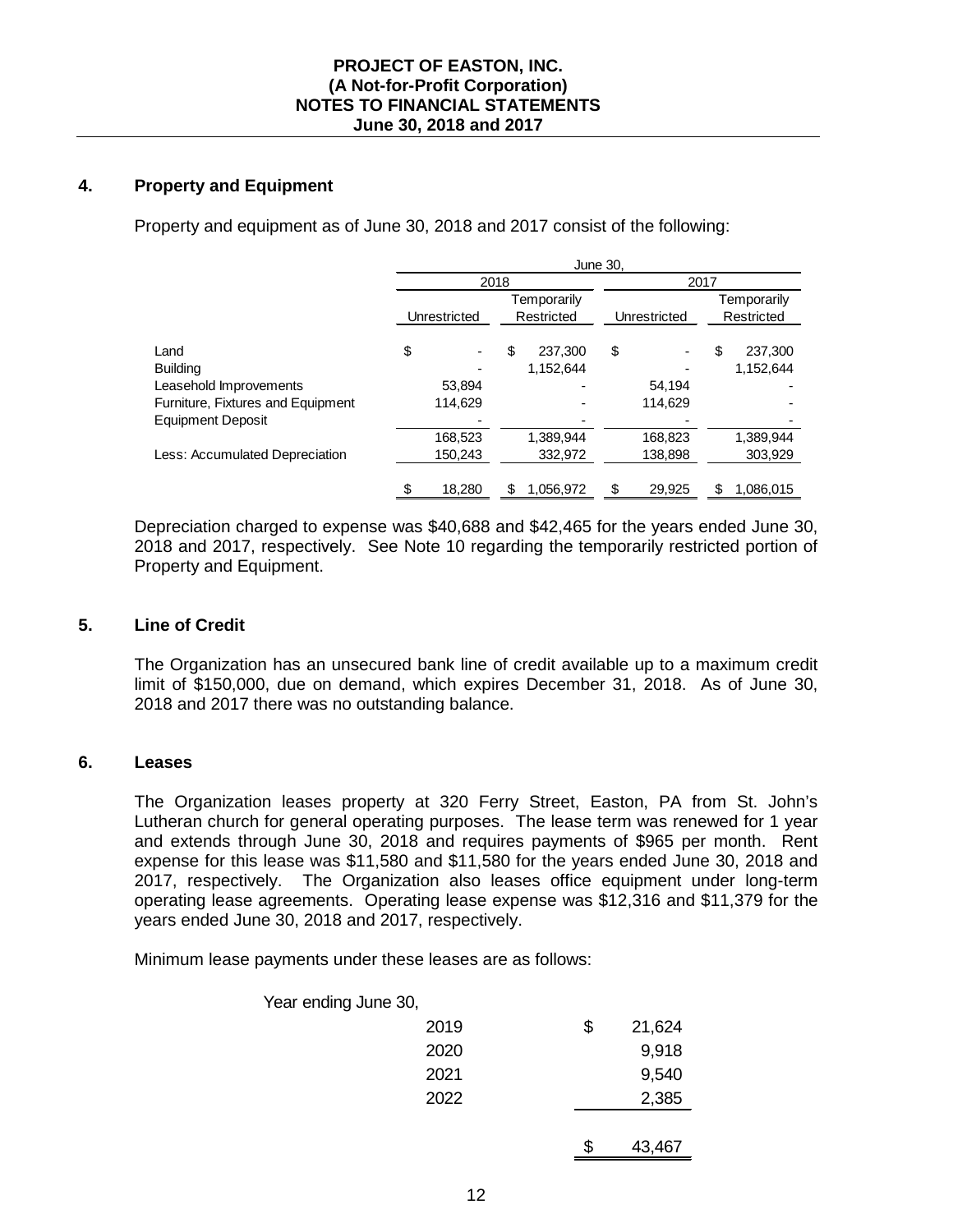## 4. Property and Equipment

Property and equipment as of June 30, 2018 and 2017 consist of the following:

| | June 30, | | | |
|---|---|---|---|---|
| | 2018 | | 2017 | |
| | Unrestricted | Temporarily Restricted | Unrestricted | Temporarily Restricted |
| Land | $ - | $ 237,300 | $ - | $ 237,300 |
| Building | - | 1,152,644 | - | 1,152,644 |
| Leasehold Improvements | 53,894 | - | 54,194 | - |
| Furniture, Fixtures and Equipment | 114,629 | - | 114,629 | - |
| Equipment Deposit | - | - | - | - |
| | 168,523 | 1,389,944 | 168,823 | 1,389,944 |
| Less: Accumulated Depreciation | 150,243 | 332,972 | 138,898 | 303,929 |
| | $ 18,280 | $ 1,056,972 | $ 29,925 | $ 1,086,015 |

Depreciation charged to expense was $40,688 and $42,465 for the years ended June 30, 2018 and 2017, respectively. See Note 10 regarding the temporarily restricted portion of Property and Equipment.

## 5. Line of Credit

The Organization has an unsecured bank line of credit available up to a maximum credit limit of $150,000, due on demand, which expires December 31, 2018. As of June 30, 2018 and 2017 there was no outstanding balance.

## 6. Leases

The Organization leases property at 320 Ferry Street, Easton, PA from St. John's Lutheran church for general operating purposes. The lease term was renewed for 1 year and extends through June 30, 2018 and requires payments of $965 per month. Rent expense for this lease was $11,580 and $11,580 for the years ended June 30, 2018 and 2017, respectively. The Organization also leases office equipment under long-term operating lease agreements. Operating lease expense was $12,316 and $11,379 for the years ended June 30, 2018 and 2017, respectively.

Minimum lease payments under these leases are as follows:

| Year ending June 30, | |
|---|---|
| 2019 | $ 21,624 |
| 2020 | 9,918 |
| 2021 | 9,540 |
| 2022 | 2,385 |
| | $ 43,467 |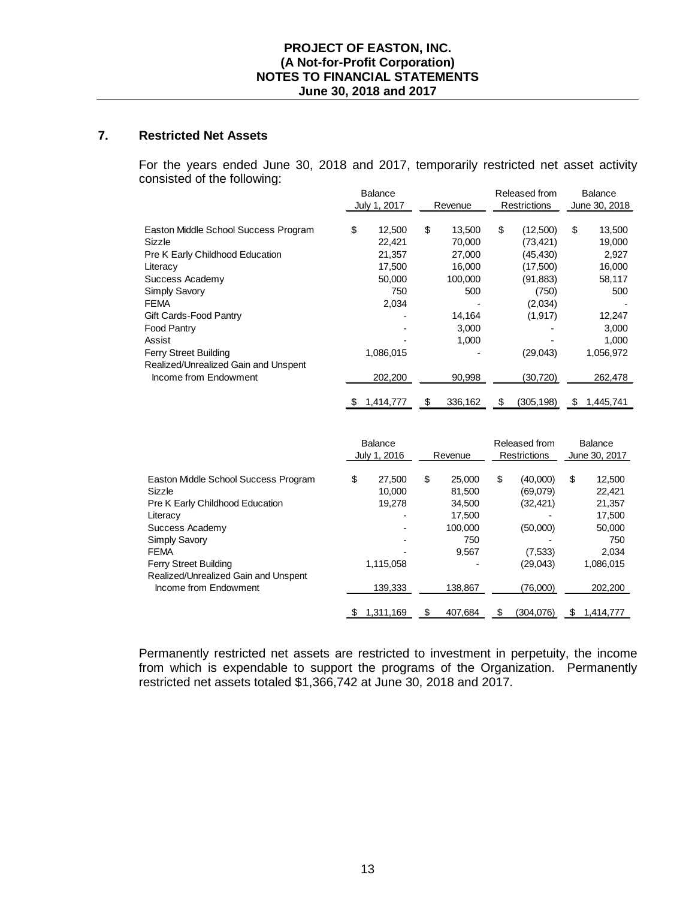# PROJECT OF EASTON, INC.
## (A Not-for-Profit Corporation)
## NOTES TO FINANCIAL STATEMENTS
## June 30, 2018 and 2017

### 7. Restricted Net Assets

For the years ended June 30, 2018 and 2017, temporarily restricted net asset activity consisted of the following:

| | Balance July 1, 2017 | Revenue | Released from Restrictions | Balance June 30, 2018 |
|---|---|---|---|---|
| Easton Middle School Success Program | $ 12,500 | $ 13,500 | $ (12,500) | $ 13,500 |
| Sizzle | 22,421 | 70,000 | (73,421) | 19,000 |
| Pre K Early Childhood Education | 21,357 | 27,000 | (45,430) | 2,927 |
| Literacy | 17,500 | 16,000 | (17,500) | 16,000 |
| Success Academy | 50,000 | 100,000 | (91,883) | 58,117 |
| Simply Savory | 750 | 500 | (750) | 500 |
| FEMA | 2,034 | - | (2,034) | - |
| Gift Cards-Food Pantry | - | 14,164 | (1,917) | 12,247 |
| Food Pantry | - | 3,000 | - | 3,000 |
| Assist | - | 1,000 | - | 1,000 |
| Ferry Street Building | 1,086,015 | - | (29,043) | 1,056,972 |
| Realized/Unrealized Gain and Unspent Income from Endowment | 202,200 | 90,998 | (30,720) | 262,478 |
| | $ 1,414,777 | $ 336,162 | $ (305,198) | $ 1,445,741 |

| | Balance July 1, 2016 | Revenue | Released from Restrictions | Balance June 30, 2017 |
|---|---|---|---|---|
| Easton Middle School Success Program | $ 27,500 | $ 25,000 | $ (40,000) | $ 12,500 |
| Sizzle | 10,000 | 81,500 | (69,079) | 22,421 |
| Pre K Early Childhood Education | 19,278 | 34,500 | (32,421) | 21,357 |
| Literacy | - | 17,500 | - | 17,500 |
| Success Academy | - | 100,000 | (50,000) | 50,000 |
| Simply Savory | - | 750 | - | 750 |
| FEMA | - | 9,567 | (7,533) | 2,034 |
| Ferry Street Building | 1,115,058 | - | (29,043) | 1,086,015 |
| Realized/Unrealized Gain and Unspent Income from Endowment | 139,333 | 138,867 | (76,000) | 202,200 |
| | $ 1,311,169 | $ 407,684 | $ (304,076) | $ 1,414,777 |

Permanently restricted net assets are restricted to investment in perpetuity, the income from which is expendable to support the programs of the Organization. Permanently restricted net assets totaled $1,366,742 at June 30, 2018 and 2017.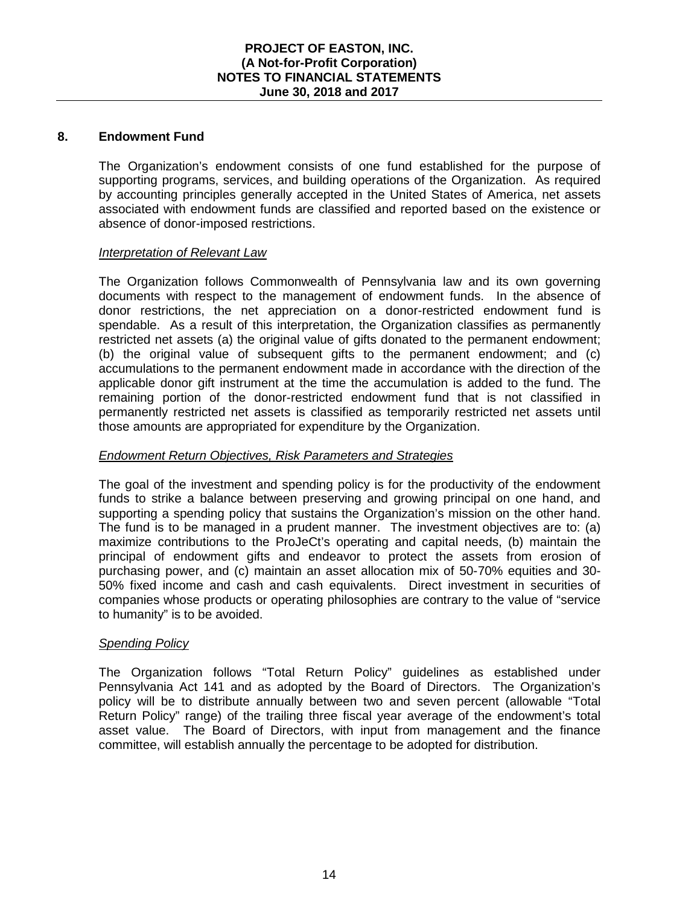## 8. Endowment Fund

The Organization's endowment consists of one fund established for the purpose of supporting programs, services, and building operations of the Organization. As required by accounting principles generally accepted in the United States of America, net assets associated with endowment funds are classified and reported based on the existence or absence of donor-imposed restrictions.

*Interpretation of Relevant Law*

The Organization follows Commonwealth of Pennsylvania law and its own governing documents with respect to the management of endowment funds. In the absence of donor restrictions, the net appreciation on a donor-restricted endowment fund is spendable. As a result of this interpretation, the Organization classifies as permanently restricted net assets (a) the original value of gifts donated to the permanent endowment; (b) the original value of subsequent gifts to the permanent endowment; and (c) accumulations to the permanent endowment made in accordance with the direction of the applicable donor gift instrument at the time the accumulation is added to the fund. The remaining portion of the donor-restricted endowment fund that is not classified in permanently restricted net assets is classified as temporarily restricted net assets until those amounts are appropriated for expenditure by the Organization.

*Endowment Return Objectives, Risk Parameters and Strategies*

The goal of the investment and spending policy is for the productivity of the endowment funds to strike a balance between preserving and growing principal on one hand, and supporting a spending policy that sustains the Organization's mission on the other hand. The fund is to be managed in a prudent manner. The investment objectives are to: (a) maximize contributions to the ProJeCt's operating and capital needs, (b) maintain the principal of endowment gifts and endeavor to protect the assets from erosion of purchasing power, and (c) maintain an asset allocation mix of 50-70% equities and 30-50% fixed income and cash and cash equivalents. Direct investment in securities of companies whose products or operating philosophies are contrary to the value of "service to humanity" is to be avoided.

*Spending Policy*

The Organization follows "Total Return Policy" guidelines as established under Pennsylvania Act 141 and as adopted by the Board of Directors. The Organization's policy will be to distribute annually between two and seven percent (allowable "Total Return Policy" range) of the trailing three fiscal year average of the endowment's total asset value. The Board of Directors, with input from management and the finance committee, will establish annually the percentage to be adopted for distribution.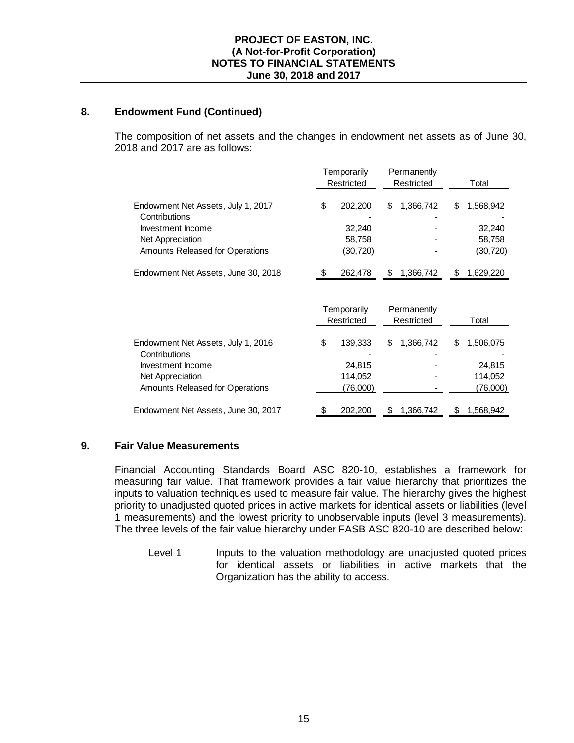## 8. Endowment Fund (Continued)

The composition of net assets and the changes in endowment net assets as of June 30, 2018 and 2017 are as follows:

| | Temporarily Restricted | Permanently Restricted | Total |
|---|---|---|---|
| Endowment Net Assets, July 1, 2017 | $ 202,200 | $ 1,366,742 | $ 1,568,942 |
| Contributions | - | - | - |
| Investment Income | 32,240 | - | 32,240 |
| Net Appreciation | 58,758 | - | 58,758 |
| Amounts Released for Operations | (30,720) | - | (30,720) |
| Endowment Net Assets, June 30, 2018 | $ 262,478 | $ 1,366,742 | $ 1,629,220 |

| | Temporarily Restricted | Permanently Restricted | Total |
|---|---|---|---|
| Endowment Net Assets, July 1, 2016 | $ 139,333 | $ 1,366,742 | $ 1,506,075 |
| Contributions | - | - | - |
| Investment Income | 24,815 | - | 24,815 |
| Net Appreciation | 114,052 | - | 114,052 |
| Amounts Released for Operations | (76,000) | - | (76,000) |
| Endowment Net Assets, June 30, 2017 | $ 202,200 | $ 1,366,742 | $ 1,568,942 |

## 9. Fair Value Measurements

Financial Accounting Standards Board ASC 820-10, establishes a framework for measuring fair value. That framework provides a fair value hierarchy that prioritizes the inputs to valuation techniques used to measure fair value. The hierarchy gives the highest priority to unadjusted quoted prices in active markets for identical assets or liabilities (level 1 measurements) and the lowest priority to unobservable inputs (level 3 measurements). The three levels of the fair value hierarchy under FASB ASC 820-10 are described below:

Level 1 Inputs to the valuation methodology are unadjusted quoted prices for identical assets or liabilities in active markets that the Organization has the ability to access.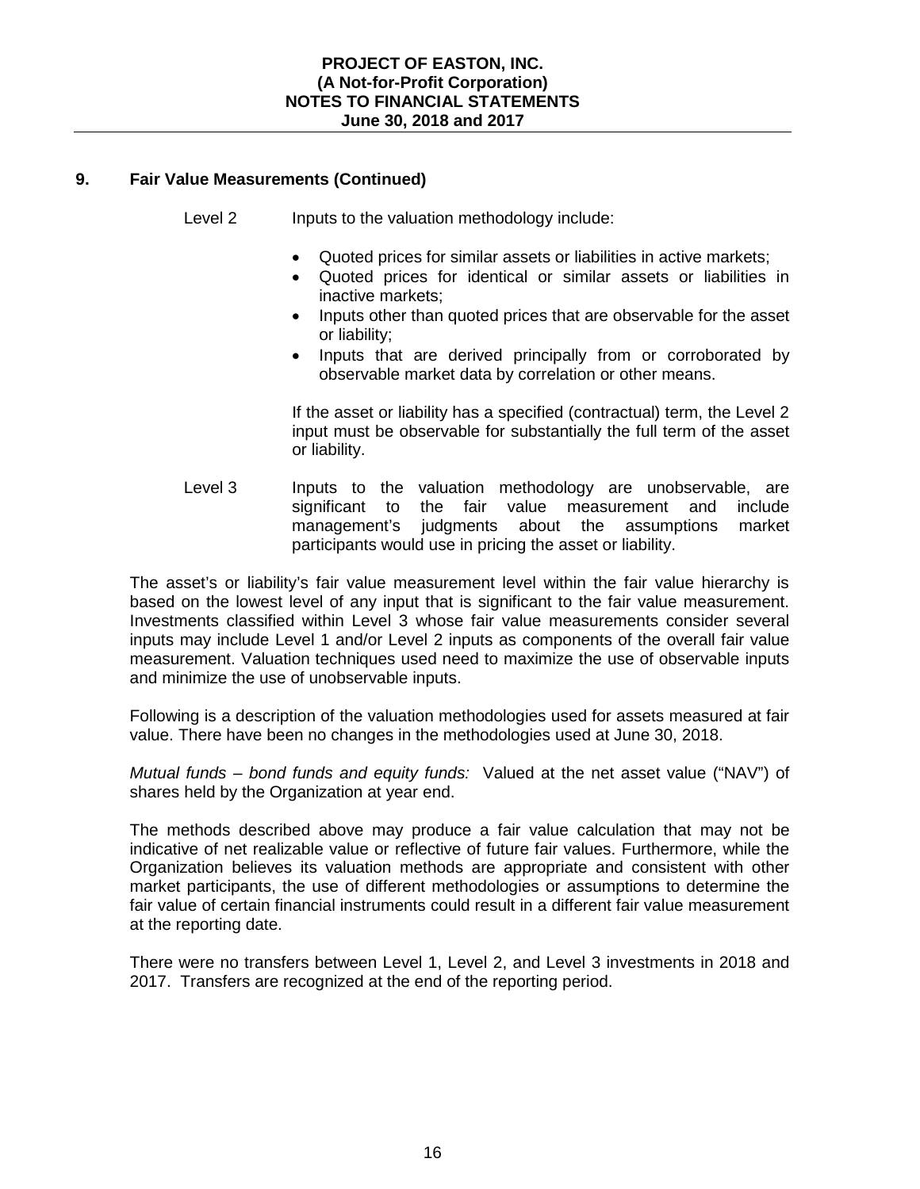## 9. Fair Value Measurements (Continued)

Level 2 Inputs to the valuation methodology include:

- Quoted prices for similar assets or liabilities in active markets;
- Quoted prices for identical or similar assets or liabilities in inactive markets;
- Inputs other than quoted prices that are observable for the asset or liability;
- Inputs that are derived principally from or corroborated by observable market data by correlation or other means.

If the asset or liability has a specified (contractual) term, the Level 2 input must be observable for substantially the full term of the asset or liability.

Level 3 Inputs to the valuation methodology are unobservable, are significant to the fair value measurement and include management's judgments about the assumptions market participants would use in pricing the asset or liability.

The asset's or liability's fair value measurement level within the fair value hierarchy is based on the lowest level of any input that is significant to the fair value measurement. Investments classified within Level 3 whose fair value measurements consider several inputs may include Level 1 and/or Level 2 inputs as components of the overall fair value measurement. Valuation techniques used need to maximize the use of observable inputs and minimize the use of unobservable inputs.

Following is a description of the valuation methodologies used for assets measured at fair value. There have been no changes in the methodologies used at June 30, 2018.

*Mutual funds – bond funds and equity funds:* Valued at the net asset value ("NAV") of shares held by the Organization at year end.

The methods described above may produce a fair value calculation that may not be indicative of net realizable value or reflective of future fair values. Furthermore, while the Organization believes its valuation methods are appropriate and consistent with other market participants, the use of different methodologies or assumptions to determine the fair value of certain financial instruments could result in a different fair value measurement at the reporting date.

There were no transfers between Level 1, Level 2, and Level 3 investments in 2018 and 2017. Transfers are recognized at the end of the reporting period.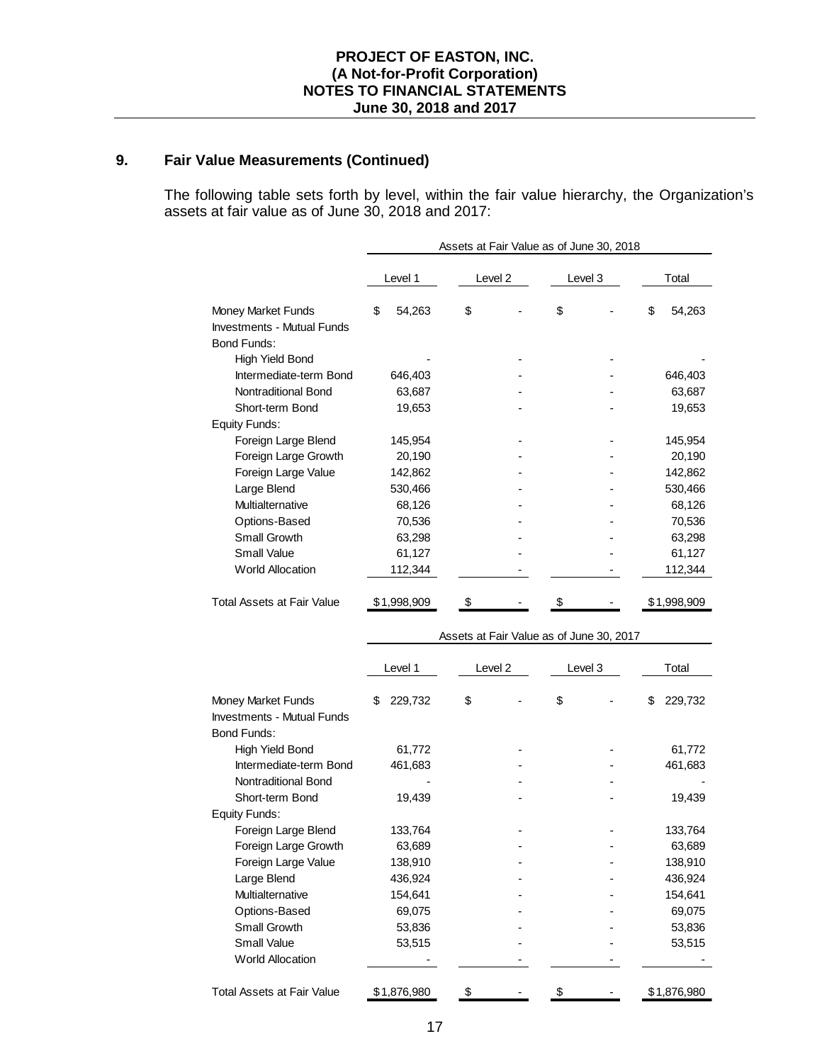## 9. Fair Value Measurements (Continued)

The following table sets forth by level, within the fair value hierarchy, the Organization's assets at fair value as of June 30, 2018 and 2017:

| | Assets at Fair Value as of June 30, 2018 | | | |
|---|---|---|---|---|
| | Level 1 | Level 2 | Level 3 | Total |
| Money Market Funds | $ 54,263 | $ - | $ - | $ 54,263 |
| Investments - Mutual Funds | | | | |
| Bond Funds: | | | | |
| High Yield Bond | - | - | - | - |
| Intermediate-term Bond | 646,403 | - | - | 646,403 |
| Nontraditional Bond | 63,687 | - | - | 63,687 |
| Short-term Bond | 19,653 | - | - | 19,653 |
| Equity Funds: | | | | |
| Foreign Large Blend | 145,954 | - | - | 145,954 |
| Foreign Large Growth | 20,190 | - | - | 20,190 |
| Foreign Large Value | 142,862 | - | - | 142,862 |
| Large Blend | 530,466 | - | - | 530,466 |
| Multialternative | 68,126 | - | - | 68,126 |
| Options-Based | 70,536 | - | - | 70,536 |
| Small Growth | 63,298 | - | - | 63,298 |
| Small Value | 61,127 | - | - | 61,127 |
| World Allocation | 112,344 | - | - | 112,344 |
| Total Assets at Fair Value | $1,998,909 | $ - | $ - | $1,998,909 |

| | Assets at Fair Value as of June 30, 2017 | | | |
|---|---|---|---|---|
| | Level 1 | Level 2 | Level 3 | Total |
| Money Market Funds | $ 229,732 | $ - | $ - | $ 229,732 |
| Investments - Mutual Funds | | | | |
| Bond Funds: | | | | |
| High Yield Bond | 61,772 | - | - | 61,772 |
| Intermediate-term Bond | 461,683 | - | - | 461,683 |
| Nontraditional Bond | - | - | - | - |
| Short-term Bond | 19,439 | - | - | 19,439 |
| Equity Funds: | | | | |
| Foreign Large Blend | 133,764 | - | - | 133,764 |
| Foreign Large Growth | 63,689 | - | - | 63,689 |
| Foreign Large Value | 138,910 | - | - | 138,910 |
| Large Blend | 436,924 | - | - | 436,924 |
| Multialternative | 154,641 | - | - | 154,641 |
| Options-Based | 69,075 | - | - | 69,075 |
| Small Growth | 53,836 | - | - | 53,836 |
| Small Value | 53,515 | - | - | 53,515 |
| World Allocation | - | - | - | - |
| Total Assets at Fair Value | $1,876,980 | $ - | $ - | $1,876,980 |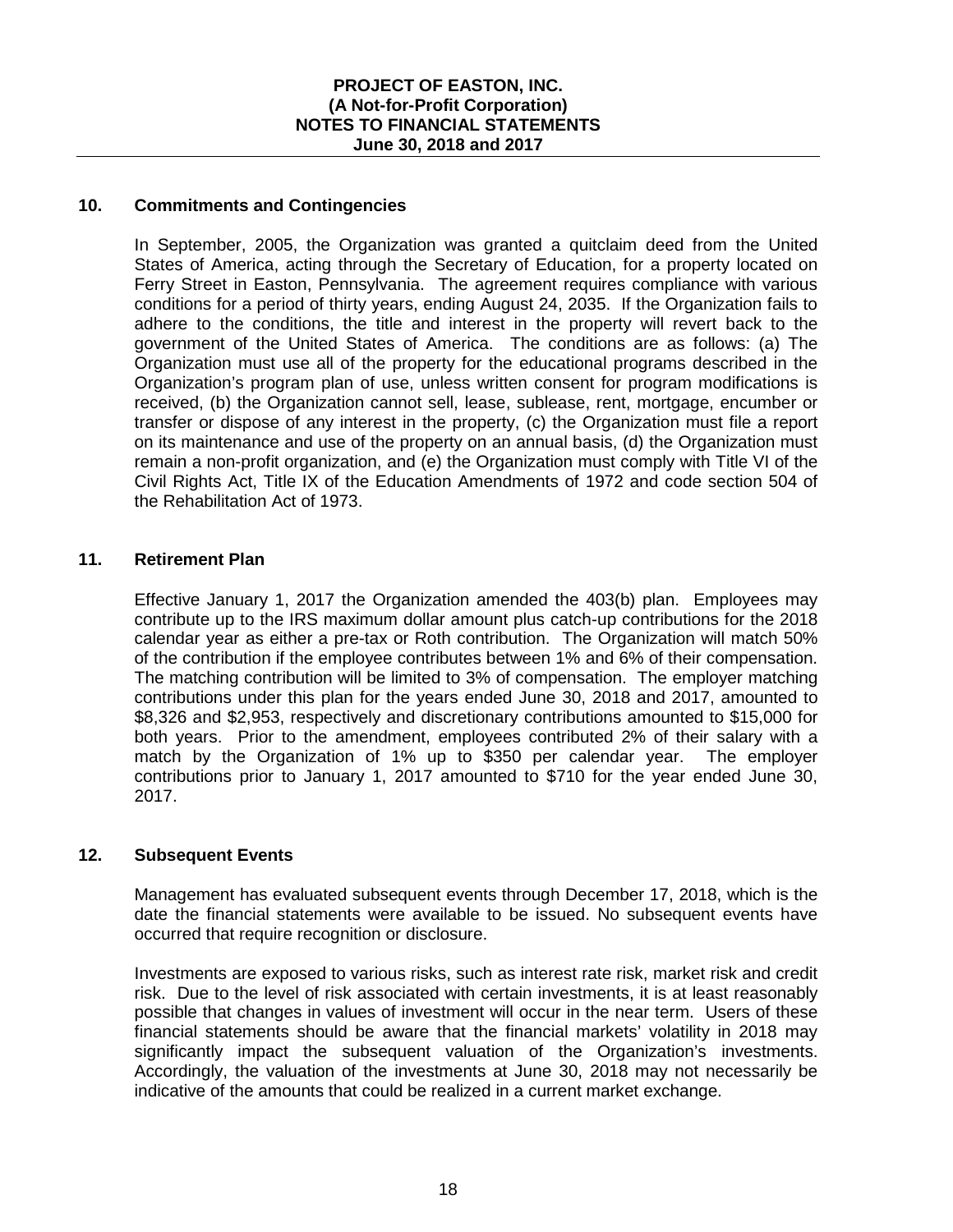## 10. Commitments and Contingencies

In September, 2005, the Organization was granted a quitclaim deed from the United States of America, acting through the Secretary of Education, for a property located on Ferry Street in Easton, Pennsylvania. The agreement requires compliance with various conditions for a period of thirty years, ending August 24, 2035. If the Organization fails to adhere to the conditions, the title and interest in the property will revert back to the government of the United States of America. The conditions are as follows: (a) The Organization must use all of the property for the educational programs described in the Organization's program plan of use, unless written consent for program modifications is received, (b) the Organization cannot sell, lease, sublease, rent, mortgage, encumber or transfer or dispose of any interest in the property, (c) the Organization must file a report on its maintenance and use of the property on an annual basis, (d) the Organization must remain a non-profit organization, and (e) the Organization must comply with Title VI of the Civil Rights Act, Title IX of the Education Amendments of 1972 and code section 504 of the Rehabilitation Act of 1973.

## 11. Retirement Plan

Effective January 1, 2017 the Organization amended the 403(b) plan. Employees may contribute up to the IRS maximum dollar amount plus catch-up contributions for the 2018 calendar year as either a pre-tax or Roth contribution. The Organization will match 50% of the contribution if the employee contributes between 1% and 6% of their compensation. The matching contribution will be limited to 3% of compensation. The employer matching contributions under this plan for the years ended June 30, 2018 and 2017, amounted to $8,326 and $2,953, respectively and discretionary contributions amounted to $15,000 for both years. Prior to the amendment, employees contributed 2% of their salary with a match by the Organization of 1% up to $350 per calendar year. The employer contributions prior to January 1, 2017 amounted to $710 for the year ended June 30, 2017.

## 12. Subsequent Events

Management has evaluated subsequent events through December 17, 2018, which is the date the financial statements were available to be issued. No subsequent events have occurred that require recognition or disclosure.

Investments are exposed to various risks, such as interest rate risk, market risk and credit risk. Due to the level of risk associated with certain investments, it is at least reasonably possible that changes in values of investment will occur in the near term. Users of these financial statements should be aware that the financial markets' volatility in 2018 may significantly impact the subsequent valuation of the Organization's investments. Accordingly, the valuation of the investments at June 30, 2018 may not necessarily be indicative of the amounts that could be realized in a current market exchange.